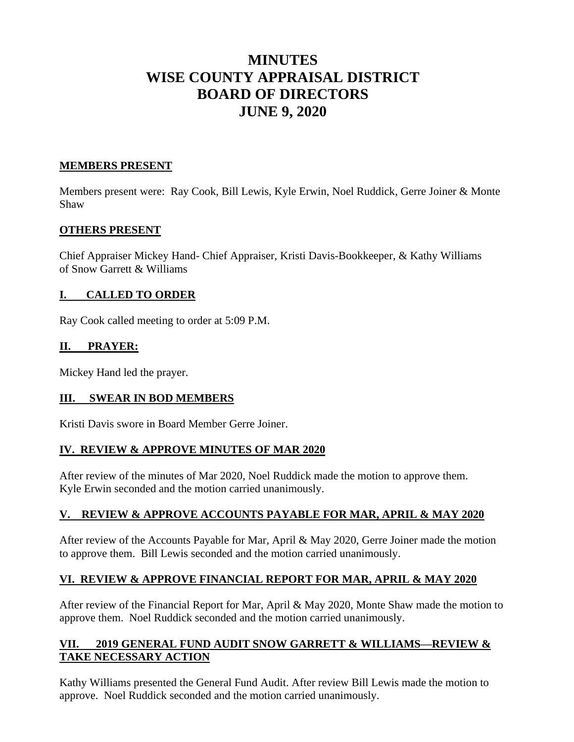# MINUTES
# WISE COUNTY APPRAISAL DISTRICT
# BOARD OF DIRECTORS
# JUNE 9, 2020

## MEMBERS PRESENT

Members present were: Ray Cook, Bill Lewis, Kyle Erwin, Noel Ruddick, Gerre Joiner & Monte Shaw

## OTHERS PRESENT

Chief Appraiser Mickey Hand- Chief Appraiser, Kristi Davis-Bookkeeper, & Kathy Williams of Snow Garrett & Williams

## I. CALLED TO ORDER

Ray Cook called meeting to order at 5:09 P.M.

## II. PRAYER:

Mickey Hand led the prayer.

## III. SWEAR IN BOD MEMBERS

Kristi Davis swore in Board Member Gerre Joiner.

## IV. REVIEW & APPROVE MINUTES OF MAR 2020

After review of the minutes of Mar 2020, Noel Ruddick made the motion to approve them. Kyle Erwin seconded and the motion carried unanimously.

## V. REVIEW & APPROVE ACCOUNTS PAYABLE FOR MAR, APRIL & MAY 2020

After review of the Accounts Payable for Mar, April & May 2020, Gerre Joiner made the motion to approve them. Bill Lewis seconded and the motion carried unanimously.

## VI. REVIEW & APPROVE FINANCIAL REPORT FOR MAR, APRIL & MAY 2020

After review of the Financial Report for Mar, April & May 2020, Monte Shaw made the motion to approve them. Noel Ruddick seconded and the motion carried unanimously.

## VII. 2019 GENERAL FUND AUDIT SNOW GARRETT & WILLIAMS—REVIEW & TAKE NECESSARY ACTION

Kathy Williams presented the General Fund Audit. After review Bill Lewis made the motion to approve. Noel Ruddick seconded and the motion carried unanimously.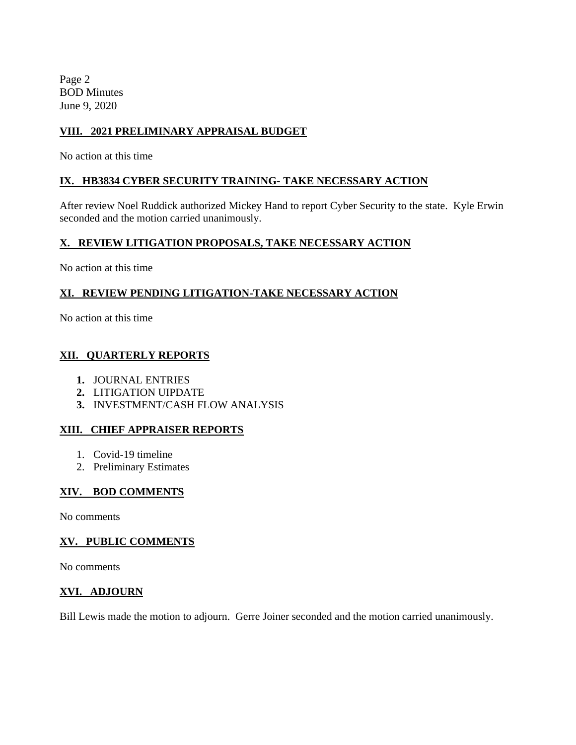## VIII. 2021 PRELIMINARY APPRAISAL BUDGET

No action at this time

## IX. HB3834 CYBER SECURITY TRAINING- TAKE NECESSARY ACTION

After review Noel Ruddick authorized Mickey Hand to report Cyber Security to the state. Kyle Erwin seconded and the motion carried unanimously.

## X. REVIEW LITIGATION PROPOSALS, TAKE NECESSARY ACTION

No action at this time

## XI. REVIEW PENDING LITIGATION-TAKE NECESSARY ACTION

No action at this time

## XII. QUARTERLY REPORTS

1. JOURNAL ENTRIES
2. LITIGATION UIPDATE
3. INVESTMENT/CASH FLOW ANALYSIS

## XIII. CHIEF APPRAISER REPORTS

1. Covid-19 timeline
2. Preliminary Estimates

## XIV. BOD COMMENTS

No comments

## XV. PUBLIC COMMENTS

No comments

## XVI. ADJOURN

Bill Lewis made the motion to adjourn. Gerre Joiner seconded and the motion carried unanimously.